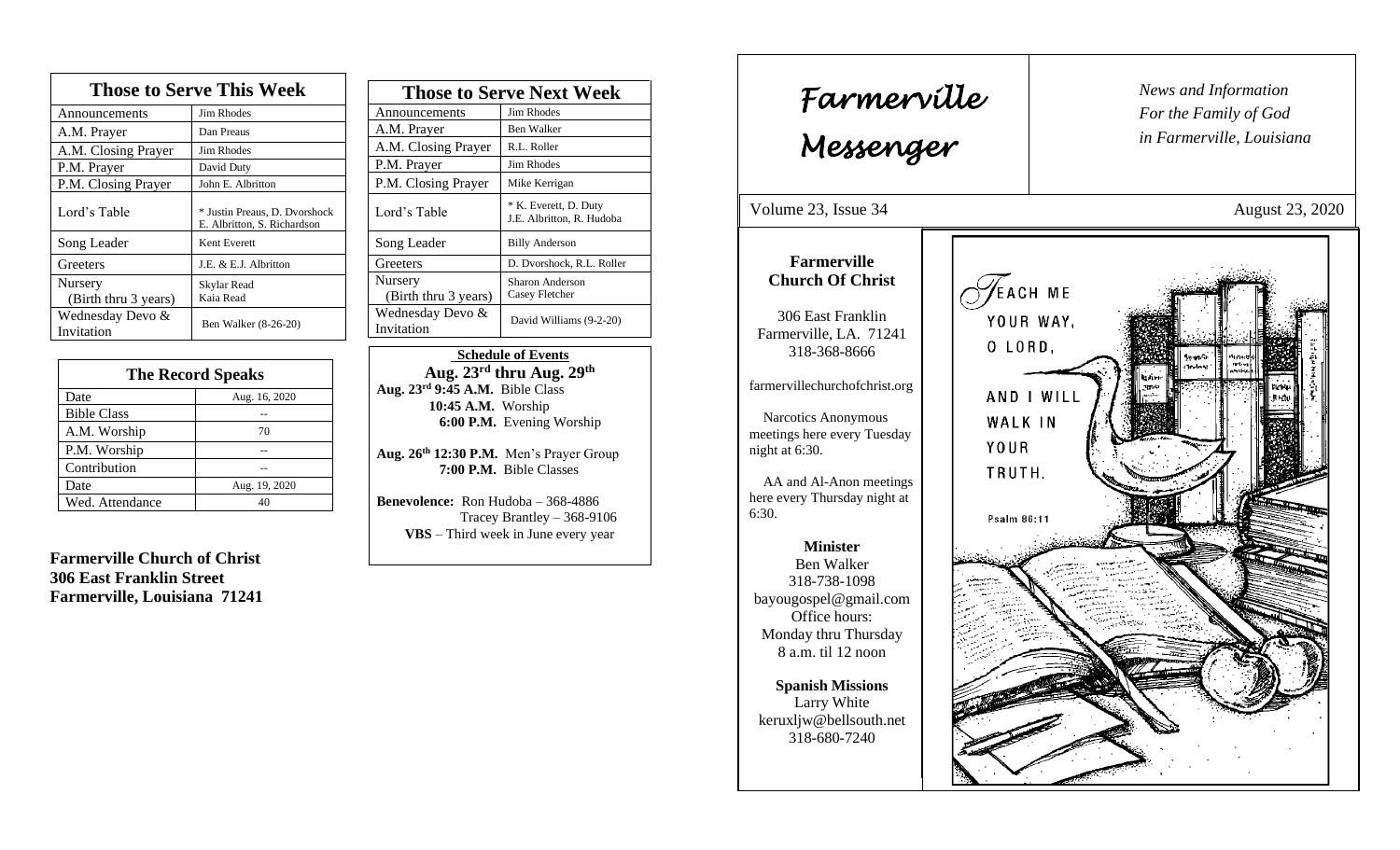## Those to Serve This Week

| Those to Serve This Week | |
|---|---|
| Announcements | Jim Rhodes |
| A.M. Prayer | Dan Preaus |
| A.M. Closing Prayer | Jim Rhodes |
| P.M. Prayer | David Duty |
| P.M. Closing Prayer | John E. Albritton |
| Lord's Table | * Justin Preaus, D. Dvorshock E. Albritton, S. Richardson |
| Song Leader | Kent Everett |
| Greeters | J.E. & E.J. Albritton |
| Nursery (Birth thru 3 years) | Skylar Read Kaia Read |
| Wednesday Devo & Invitation | Ben Walker (8-26-20) |

## The Record Speaks

| The Record Speaks | |
|---|---|
| Date | Aug. 16, 2020 |
| Bible Class | -- |
| A.M. Worship | 70 |
| P.M. Worship | -- |
| Contribution | -- |
| Date | Aug. 19, 2020 |
| Wed. Attendance | 40 |

**Farmerville Church of Christ**
**306 East Franklin Street**
**Farmerville, Louisiana 71241**

## Those to Serve Next Week

| Those to Serve Next Week | |
|---|---|
| Announcements | Jim Rhodes |
| A.M. Prayer | Ben Walker |
| A.M. Closing Prayer | R.L. Roller |
| P.M. Prayer | Jim Rhodes |
| P.M. Closing Prayer | Mike Kerrigan |
| Lord's Table | * K. Everett, D. Duty J.E. Albritton, R. Hudoba |
| Song Leader | Billy Anderson |
| Greeters | D. Dvorshock, R.L. Roller |
| Nursery (Birth thru 3 years) | Sharon Anderson Casey Fletcher |
| Wednesday Devo & Invitation | David Williams (9-2-20) |

**Schedule of Events**
**Aug. 23rd thru Aug. 29th**

**Aug. 23rd 9:45 A.M.** Bible Class
**10:45 A.M.** Worship
**6:00 P.M.** Evening Worship

**Aug. 26th 12:30 P.M.** Men's Prayer Group
**7:00 P.M.** Bible Classes

**Benevolence:** Ron Hudoba – 368-4886
Tracey Brantley – 368-9106
**VBS** – Third week in June every year

# *Farmerville Messenger*

*News and Information For the Family of God in Farmerville, Louisiana*

Volume 23, Issue 34 — August 23, 2020

**Farmerville Church Of Christ**

306 East Franklin
Farmerville, LA. 71241
318-368-8666

farmervillechurchofchrist.org

Narcotics Anonymous meetings here every Tuesday night at 6:30.

AA and Al-Anon meetings here every Thursday night at 6:30.

**Minister**
Ben Walker
318-738-1098
bayougospel@gmail.com
Office hours:
Monday thru Thursday
8 a.m. til 12 noon

**Spanish Missions**
Larry White
keruxljw@bellsouth.net
318-680-7240

TEACH ME YOUR WAY, O LORD, AND I WILL WALK IN YOUR TRUTH.
Psalm 86:11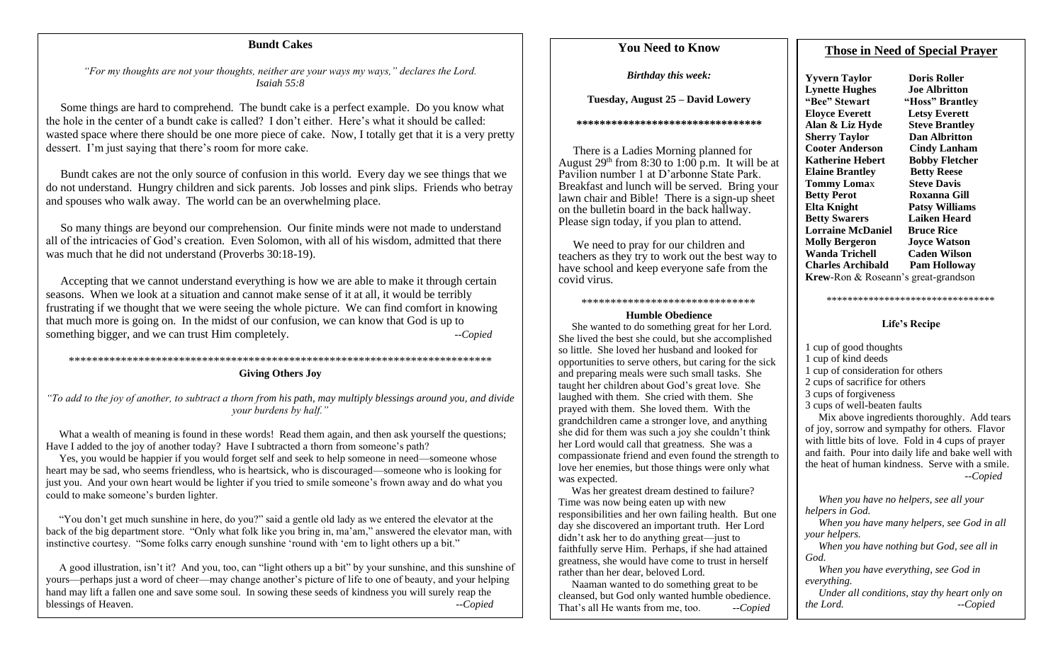## Bundt Cakes

*"For my thoughts are not your thoughts, neither are your ways my ways," declares the Lord. Isaiah 55:8*

Some things are hard to comprehend. The bundt cake is a perfect example. Do you know what the hole in the center of a bundt cake is called? I don't either. Here's what it should be called: wasted space where there should be one more piece of cake. Now, I totally get that it is a very pretty dessert. I'm just saying that there's room for more cake.

Bundt cakes are not the only source of confusion in this world. Every day we see things that we do not understand. Hungry children and sick parents. Job losses and pink slips. Friends who betray and spouses who walk away. The world can be an overwhelming place.

So many things are beyond our comprehension. Our finite minds were not made to understand all of the intricacies of God's creation. Even Solomon, with all of his wisdom, admitted that there was much that he did not understand (Proverbs 30:18-19).

Accepting that we cannot understand everything is how we are able to make it through certain seasons. When we look at a situation and cannot make sense of it at all, it would be terribly frustrating if we thought that we were seeing the whole picture. We can find comfort in knowing that much more is going on. In the midst of our confusion, we can know that God is up to something bigger, and we can trust Him completely. *--Copied*

*****************************************************************************

## Giving Others Joy

*"To add to the joy of another, to subtract a thorn from his path, may multiply blessings around you, and divide your burdens by half."*

What a wealth of meaning is found in these words! Read them again, and then ask yourself the questions; Have I added to the joy of another today? Have I subtracted a thorn from someone's path?

Yes, you would be happier if you would forget self and seek to help someone in need—someone whose heart may be sad, who seems friendless, who is heartsick, who is discouraged—someone who is looking for just you. And your own heart would be lighter if you tried to smile someone's frown away and do what you could to make someone's burden lighter.

"You don't get much sunshine in here, do you?" said a gentle old lady as we entered the elevator at the back of the big department store. "Only what folk like you bring in, ma'am," answered the elevator man, with instinctive courtesy. "Some folks carry enough sunshine 'round with 'em to light others up a bit."

A good illustration, isn't it? And you, too, can "light others up a bit" by your sunshine, and this sunshine of yours—perhaps just a word of cheer—may change another's picture of life to one of beauty, and your helping hand may lift a fallen one and save some soul. In sowing these seeds of kindness you will surely reap the blessings of Heaven. *--Copied*

## You Need to Know

***Birthday this week:***

**Tuesday, August 25 – David Lowery**

*********************************

There is a Ladies Morning planned for August 29th from 8:30 to 1:00 p.m. It will be at Pavilion number 1 at D'arbonne State Park. Breakfast and lunch will be served. Bring your lawn chair and Bible! There is a sign-up sheet on the bulletin board in the back hallway. Please sign today, if you plan to attend.

We need to pray for our children and teachers as they try to work out the best way to have school and keep everyone safe from the covid virus.

******************************

### Humble Obedience

She wanted to do something great for her Lord. She lived the best she could, but she accomplished so little. She loved her husband and looked for opportunities to serve others, but caring for the sick and preparing meals were such small tasks. She taught her children about God's great love. She laughed with them. She cried with them. She prayed with them. She loved them. With the grandchildren came a stronger love, and anything she did for them was such a joy she couldn't think her Lord would call that greatness. She was a compassionate friend and even found the strength to love her enemies, but those things were only what was expected.

Was her greatest dream destined to failure? Time was now being eaten up with new responsibilities and her own failing health. But one day she discovered an important truth. Her Lord didn't ask her to do anything great—just to faithfully serve Him. Perhaps, if she had attained greatness, she would have come to trust in herself rather than her dear, beloved Lord.

Naaman wanted to do something great to be cleansed, but God only wanted humble obedience. That's all He wants from me, too. *--Copied*

## Those in Need of Special Prayer

**Yyvern Taylor** — **Doris Roller**
**Lynette Hughes** — **Joe Albritton**
**"Bee" Stewart** — **"Hoss" Brantley**
**Eloyce Everett** — **Letsy Everett**
**Alan & Liz Hyde** — **Steve Brantley**
**Sherry Taylor** — **Dan Albritton**
**Cooter Anderson** — **Cindy Lanham**
**Katherine Hebert** — **Bobby Fletcher**
**Elaine Brantley** — **Betty Reese**
**Tommy Lomax** — **Steve Davis**
**Betty Perot** — **Roxanna Gill**
**Elta Knight** — **Patsy Williams**
**Betty Swarers** — **Laiken Heard**
**Lorraine McDaniel** — **Bruce Rice**
**Molly Bergeron** — **Joyce Watson**
**Wanda Trichell** — **Caden Wilson**
**Charles Archibald** — **Pam Holloway**
**Krew**-Ron & Roseann's great-grandson

********************************

### Life's Recipe

1 cup of good thoughts
1 cup of kind deeds
1 cup of consideration for others
2 cups of sacrifice for others
3 cups of forgiveness
3 cups of well-beaten faults

Mix above ingredients thoroughly. Add tears of joy, sorrow and sympathy for others. Flavor with little bits of love. Fold in 4 cups of prayer and faith. Pour into daily life and bake well with the heat of human kindness. Serve with a smile. *--Copied*

*When you have no helpers, see all your helpers in God.*
*When you have many helpers, see God in all your helpers.*
*When you have nothing but God, see all in God.*
*When you have everything, see God in everything.*
*Under all conditions, stay thy heart only on the Lord.* *--Copied*